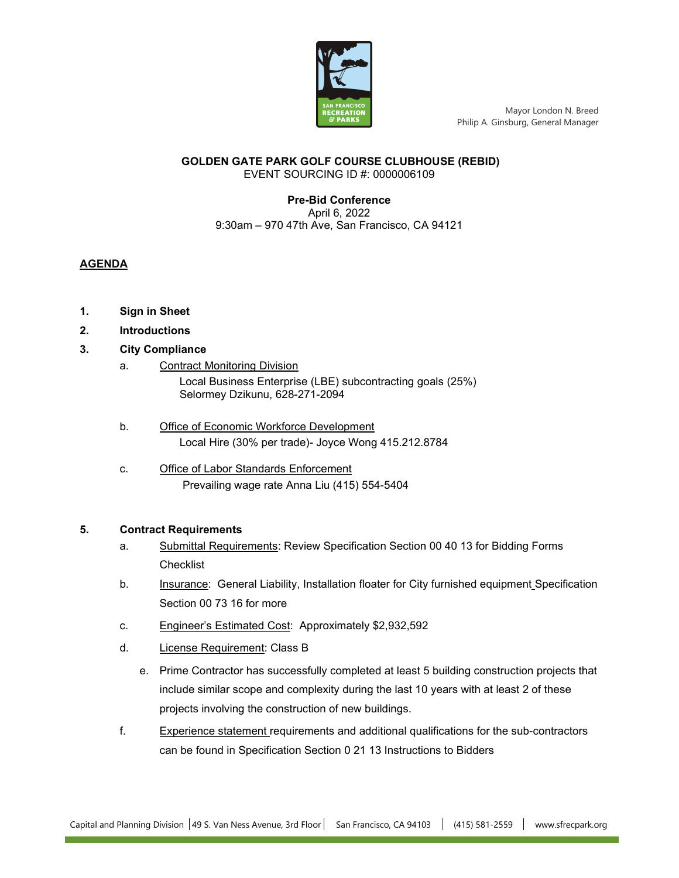Mayor London N. Breed
Philip A. Ginsburg, General Manager

**GOLDEN GATE PARK GOLF COURSE CLUBHOUSE (REBID)**
EVENT SOURCING ID #: 0000006109

**Pre-Bid Conference**
April 6, 2022
9:30am – 970 47th Ave, San Francisco, CA 94121

## AGENDA

**1. Sign in Sheet**

**2. Introductions**

**3. City Compliance**

a. Contract Monitoring Division
   Local Business Enterprise (LBE) subcontracting goals (25%)
   Selormey Dzikunu, 628-271-2094

b. Office of Economic Workforce Development
   Local Hire (30% per trade)- Joyce Wong 415.212.8784

c. Office of Labor Standards Enforcement
   Prevailing wage rate Anna Liu (415) 554-5404

**5. Contract Requirements**

a. Submittal Requirements: Review Specification Section 00 40 13 for Bidding Forms Checklist

b. Insurance: General Liability, Installation floater for City furnished equipment Specification Section 00 73 16 for more

c. Engineer's Estimated Cost: Approximately $2,932,592

d. License Requirement: Class B

e. Prime Contractor has successfully completed at least 5 building construction projects that include similar scope and complexity during the last 10 years with at least 2 of these projects involving the construction of new buildings.

f. Experience statement requirements and additional qualifications for the sub-contractors can be found in Specification Section 0 21 13 Instructions to Bidders

Capital and Planning Division | 49 S. Van Ness Avenue, 3rd Floor | San Francisco, CA 94103 | (415) 581-2559 | www.sfrecpark.org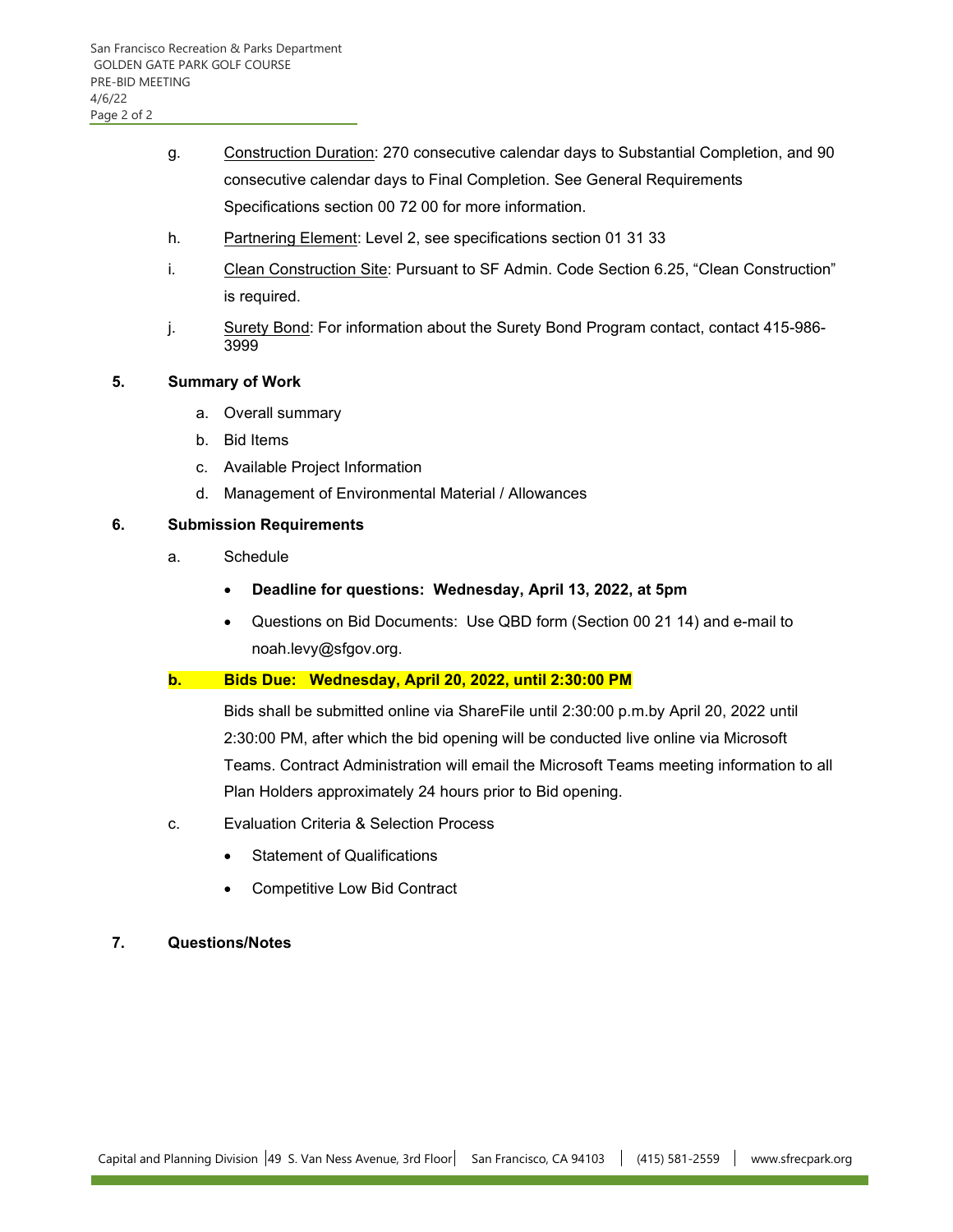g. Construction Duration: 270 consecutive calendar days to Substantial Completion, and 90 consecutive calendar days to Final Completion. See General Requirements Specifications section 00 72 00 for more information.

h. Partnering Element: Level 2, see specifications section 01 31 33

i. Clean Construction Site: Pursuant to SF Admin. Code Section 6.25, "Clean Construction" is required.

j. Surety Bond: For information about the Surety Bond Program contact, contact 415-986-3999

**5. Summary of Work**

a. Overall summary
b. Bid Items
c. Available Project Information
d. Management of Environmental Material / Allowances

**6. Submission Requirements**

a. Schedule

- **Deadline for questions: Wednesday, April 13, 2022, at 5pm**
- Questions on Bid Documents: Use QBD form (Section 00 21 14) and e-mail to noah.levy@sfgov.org.

**b. Bids Due: Wednesday, April 20, 2022, until 2:30:00 PM**

Bids shall be submitted online via ShareFile until 2:30:00 p.m.by April 20, 2022 until 2:30:00 PM, after which the bid opening will be conducted live online via Microsoft Teams. Contract Administration will email the Microsoft Teams meeting information to all Plan Holders approximately 24 hours prior to Bid opening.

c. Evaluation Criteria & Selection Process

- Statement of Qualifications
- Competitive Low Bid Contract

**7. Questions/Notes**